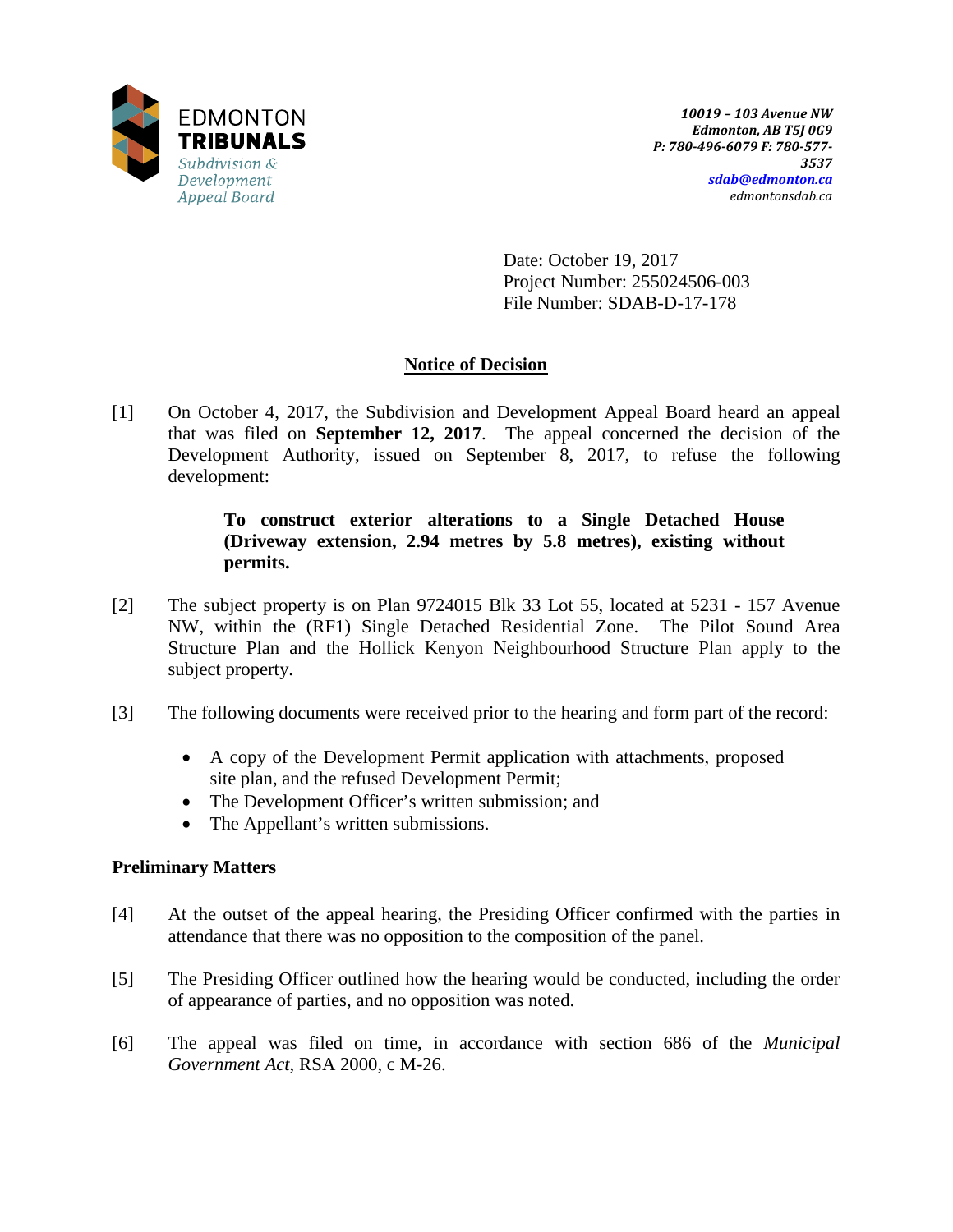EDMONTON
**TRIBUNALS**
*Subdivision & Development Appeal Board*

***10019 – 103 Avenue NW***
***Edmonton, AB T5J 0G9***
***P: 780-496-6079 F: 780-577-3537***
***sdab@edmonton.ca***
*edmontonsdab.ca*

Date: October 19, 2017
Project Number: 255024506-003
File Number: SDAB-D-17-178

## Notice of Decision

[1] On October 4, 2017, the Subdivision and Development Appeal Board heard an appeal that was filed on **September 12, 2017**. The appeal concerned the decision of the Development Authority, issued on September 8, 2017, to refuse the following development:

> **To construct exterior alterations to a Single Detached House (Driveway extension, 2.94 metres by 5.8 metres), existing without permits.**

[2] The subject property is on Plan 9724015 Blk 33 Lot 55, located at 5231 - 157 Avenue NW, within the (RF1) Single Detached Residential Zone. The Pilot Sound Area Structure Plan and the Hollick Kenyon Neighbourhood Structure Plan apply to the subject property.

[3] The following documents were received prior to the hearing and form part of the record:

- A copy of the Development Permit application with attachments, proposed site plan, and the refused Development Permit;
- The Development Officer's written submission; and
- The Appellant's written submissions.

### Preliminary Matters

[4] At the outset of the appeal hearing, the Presiding Officer confirmed with the parties in attendance that there was no opposition to the composition of the panel.

[5] The Presiding Officer outlined how the hearing would be conducted, including the order of appearance of parties, and no opposition was noted.

[6] The appeal was filed on time, in accordance with section 686 of the *Municipal Government Act*, RSA 2000, c M-26.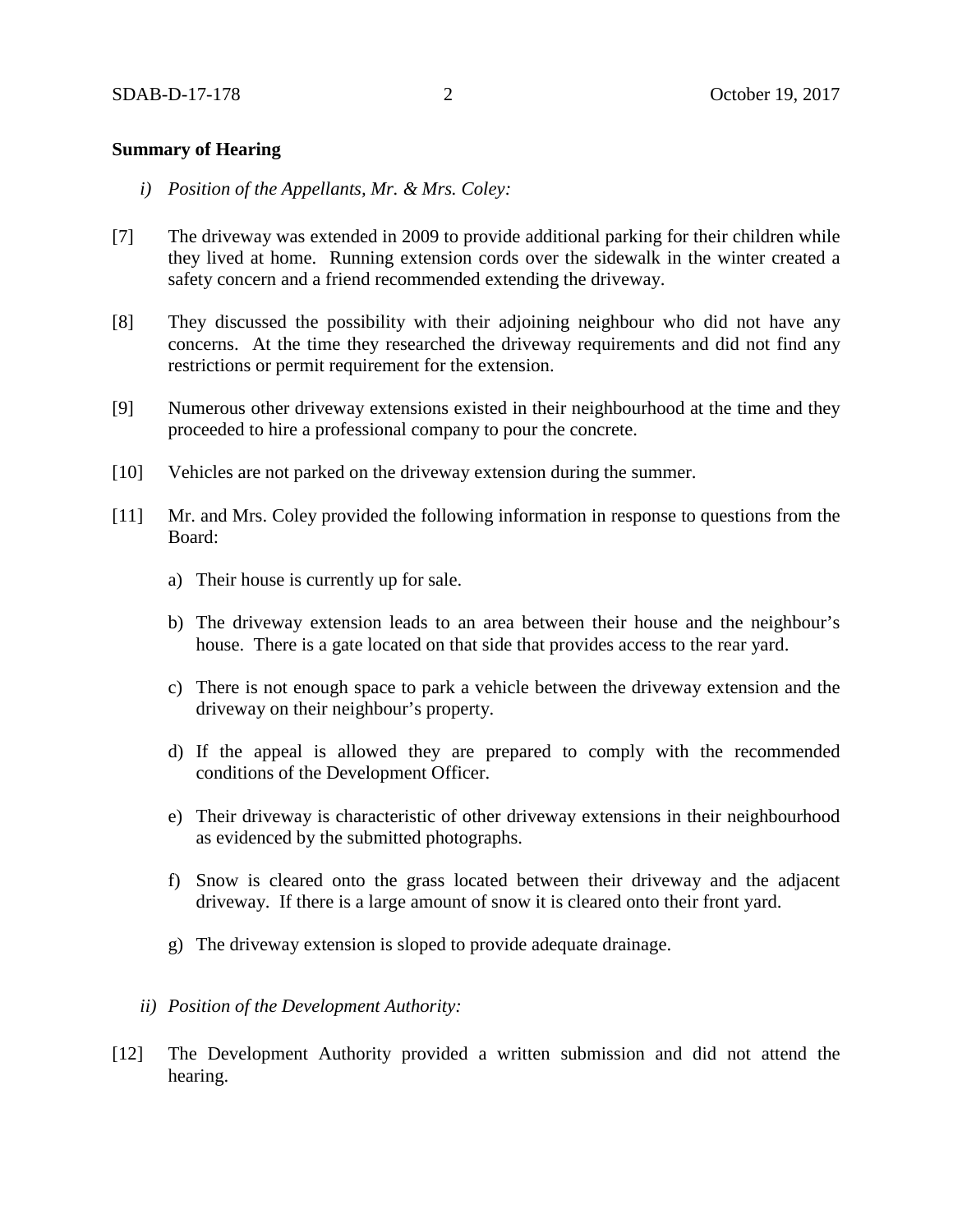**Summary of Hearing**

*i) Position of the Appellants, Mr. & Mrs. Coley:*

[7] The driveway was extended in 2009 to provide additional parking for their children while they lived at home. Running extension cords over the sidewalk in the winter created a safety concern and a friend recommended extending the driveway.

[8] They discussed the possibility with their adjoining neighbour who did not have any concerns. At the time they researched the driveway requirements and did not find any restrictions or permit requirement for the extension.

[9] Numerous other driveway extensions existed in their neighbourhood at the time and they proceeded to hire a professional company to pour the concrete.

[10] Vehicles are not parked on the driveway extension during the summer.

[11] Mr. and Mrs. Coley provided the following information in response to questions from the Board:

a) Their house is currently up for sale.

b) The driveway extension leads to an area between their house and the neighbour's house. There is a gate located on that side that provides access to the rear yard.

c) There is not enough space to park a vehicle between the driveway extension and the driveway on their neighbour's property.

d) If the appeal is allowed they are prepared to comply with the recommended conditions of the Development Officer.

e) Their driveway is characteristic of other driveway extensions in their neighbourhood as evidenced by the submitted photographs.

f) Snow is cleared onto the grass located between their driveway and the adjacent driveway. If there is a large amount of snow it is cleared onto their front yard.

g) The driveway extension is sloped to provide adequate drainage.

*ii) Position of the Development Authority:*

[12] The Development Authority provided a written submission and did not attend the hearing.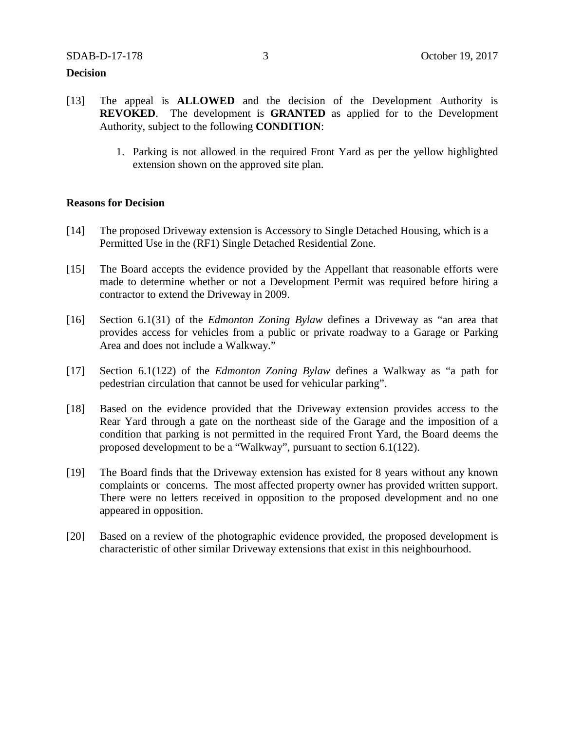**Decision**

[13] The appeal is **ALLOWED** and the decision of the Development Authority is **REVOKED**. The development is **GRANTED** as applied for to the Development Authority, subject to the following **CONDITION**:

1. Parking is not allowed in the required Front Yard as per the yellow highlighted extension shown on the approved site plan.

**Reasons for Decision**

[14] The proposed Driveway extension is Accessory to Single Detached Housing, which is a Permitted Use in the (RF1) Single Detached Residential Zone.

[15] The Board accepts the evidence provided by the Appellant that reasonable efforts were made to determine whether or not a Development Permit was required before hiring a contractor to extend the Driveway in 2009.

[16] Section 6.1(31) of the *Edmonton Zoning Bylaw* defines a Driveway as "an area that provides access for vehicles from a public or private roadway to a Garage or Parking Area and does not include a Walkway."

[17] Section 6.1(122) of the *Edmonton Zoning Bylaw* defines a Walkway as "a path for pedestrian circulation that cannot be used for vehicular parking".

[18] Based on the evidence provided that the Driveway extension provides access to the Rear Yard through a gate on the northeast side of the Garage and the imposition of a condition that parking is not permitted in the required Front Yard, the Board deems the proposed development to be a "Walkway", pursuant to section 6.1(122).

[19] The Board finds that the Driveway extension has existed for 8 years without any known complaints or concerns. The most affected property owner has provided written support. There were no letters received in opposition to the proposed development and no one appeared in opposition.

[20] Based on a review of the photographic evidence provided, the proposed development is characteristic of other similar Driveway extensions that exist in this neighbourhood.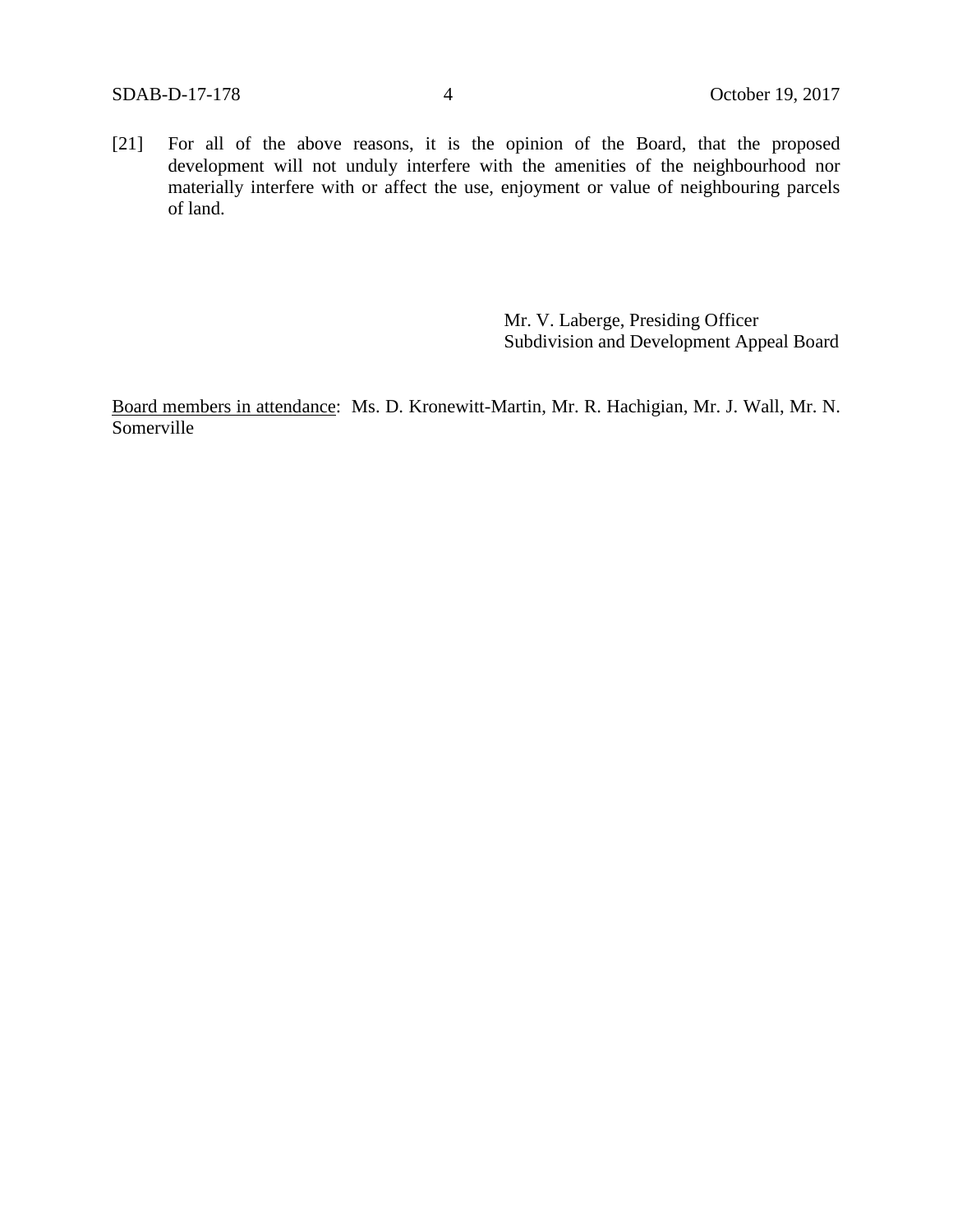[21] For all of the above reasons, it is the opinion of the Board, that the proposed development will not unduly interfere with the amenities of the neighbourhood nor materially interfere with or affect the use, enjoyment or value of neighbouring parcels of land.

Mr. V. Laberge, Presiding Officer
Subdivision and Development Appeal Board

Board members in attendance: Ms. D. Kronewitt-Martin, Mr. R. Hachigian, Mr. J. Wall, Mr. N. Somerville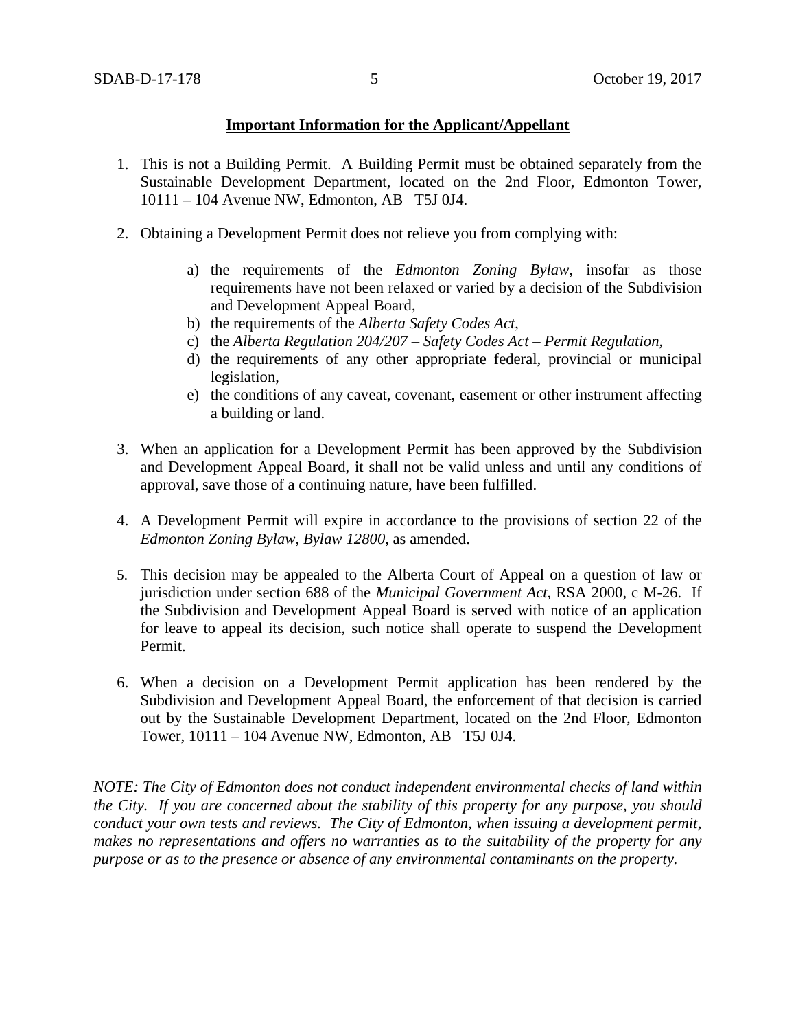**Important Information for the Applicant/Appellant**

1. This is not a Building Permit. A Building Permit must be obtained separately from the Sustainable Development Department, located on the 2nd Floor, Edmonton Tower, 10111 – 104 Avenue NW, Edmonton, AB T5J 0J4.

2. Obtaining a Development Permit does not relieve you from complying with:

    a) the requirements of the *Edmonton Zoning Bylaw*, insofar as those requirements have not been relaxed or varied by a decision of the Subdivision and Development Appeal Board,
    b) the requirements of the *Alberta Safety Codes Act*,
    c) the *Alberta Regulation 204/207 – Safety Codes Act – Permit Regulation*,
    d) the requirements of any other appropriate federal, provincial or municipal legislation,
    e) the conditions of any caveat, covenant, easement or other instrument affecting a building or land.

3. When an application for a Development Permit has been approved by the Subdivision and Development Appeal Board, it shall not be valid unless and until any conditions of approval, save those of a continuing nature, have been fulfilled.

4. A Development Permit will expire in accordance to the provisions of section 22 of the *Edmonton Zoning Bylaw, Bylaw 12800*, as amended.

5. This decision may be appealed to the Alberta Court of Appeal on a question of law or jurisdiction under section 688 of the *Municipal Government Act*, RSA 2000, c M-26. If the Subdivision and Development Appeal Board is served with notice of an application for leave to appeal its decision, such notice shall operate to suspend the Development Permit.

6. When a decision on a Development Permit application has been rendered by the Subdivision and Development Appeal Board, the enforcement of that decision is carried out by the Sustainable Development Department, located on the 2nd Floor, Edmonton Tower, 10111 – 104 Avenue NW, Edmonton, AB T5J 0J4.

*NOTE: The City of Edmonton does not conduct independent environmental checks of land within the City. If you are concerned about the stability of this property for any purpose, you should conduct your own tests and reviews. The City of Edmonton, when issuing a development permit, makes no representations and offers no warranties as to the suitability of the property for any purpose or as to the presence or absence of any environmental contaminants on the property.*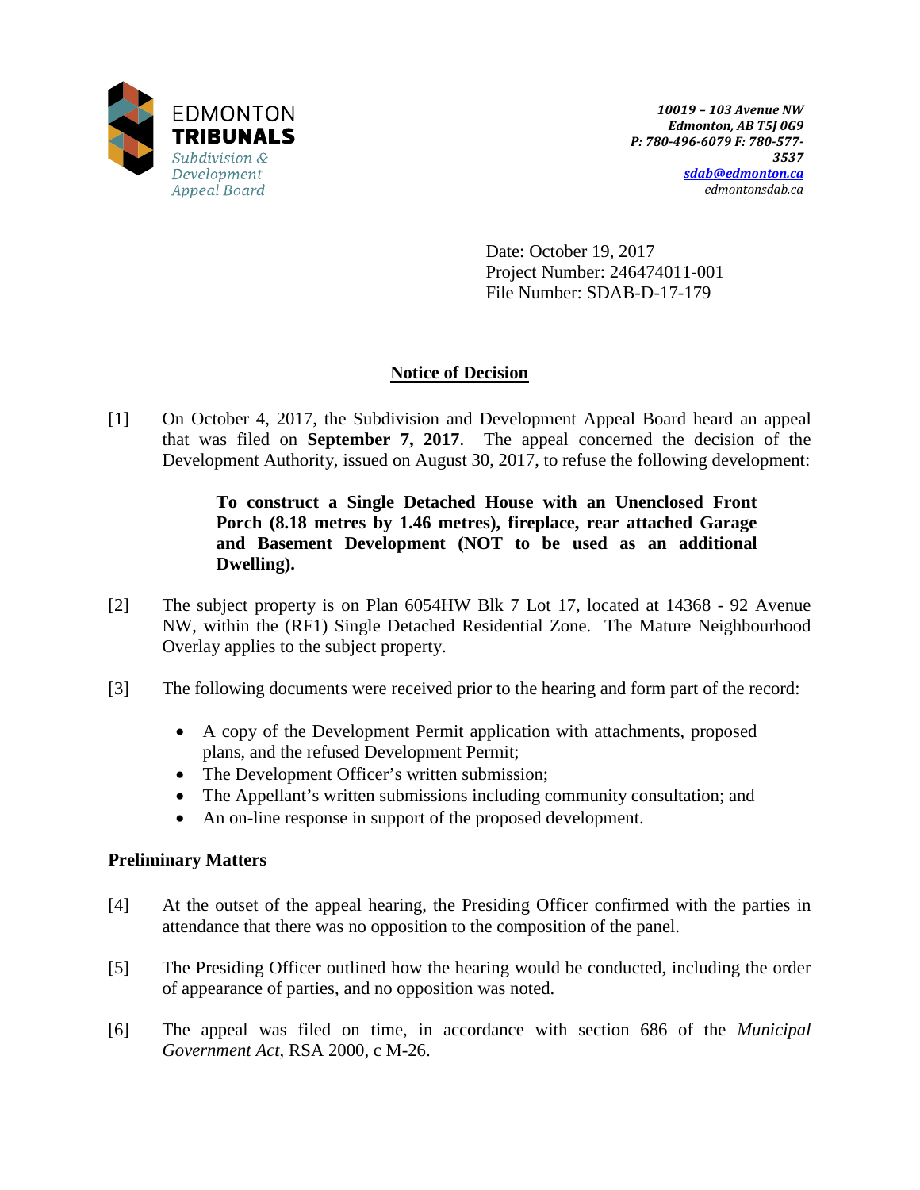EDMONTON
**TRIBUNALS**
*Subdivision & Development Appeal Board*

***10019 – 103 Avenue NW***
***Edmonton, AB T5J 0G9***
***P: 780-496-6079 F: 780-577-3537***
***sdab@edmonton.ca***
*edmontonsdab.ca*

Date: October 19, 2017
Project Number: 246474011-001
File Number: SDAB-D-17-179

## Notice of Decision

[1] On October 4, 2017, the Subdivision and Development Appeal Board heard an appeal that was filed on **September 7, 2017**. The appeal concerned the decision of the Development Authority, issued on August 30, 2017, to refuse the following development:

> **To construct a Single Detached House with an Unenclosed Front Porch (8.18 metres by 1.46 metres), fireplace, rear attached Garage and Basement Development (NOT to be used as an additional Dwelling).**

[2] The subject property is on Plan 6054HW Blk 7 Lot 17, located at 14368 - 92 Avenue NW, within the (RF1) Single Detached Residential Zone. The Mature Neighbourhood Overlay applies to the subject property.

[3] The following documents were received prior to the hearing and form part of the record:

- A copy of the Development Permit application with attachments, proposed plans, and the refused Development Permit;
- The Development Officer's written submission;
- The Appellant's written submissions including community consultation; and
- An on-line response in support of the proposed development.

### Preliminary Matters

[4] At the outset of the appeal hearing, the Presiding Officer confirmed with the parties in attendance that there was no opposition to the composition of the panel.

[5] The Presiding Officer outlined how the hearing would be conducted, including the order of appearance of parties, and no opposition was noted.

[6] The appeal was filed on time, in accordance with section 686 of the *Municipal Government Act*, RSA 2000, c M-26.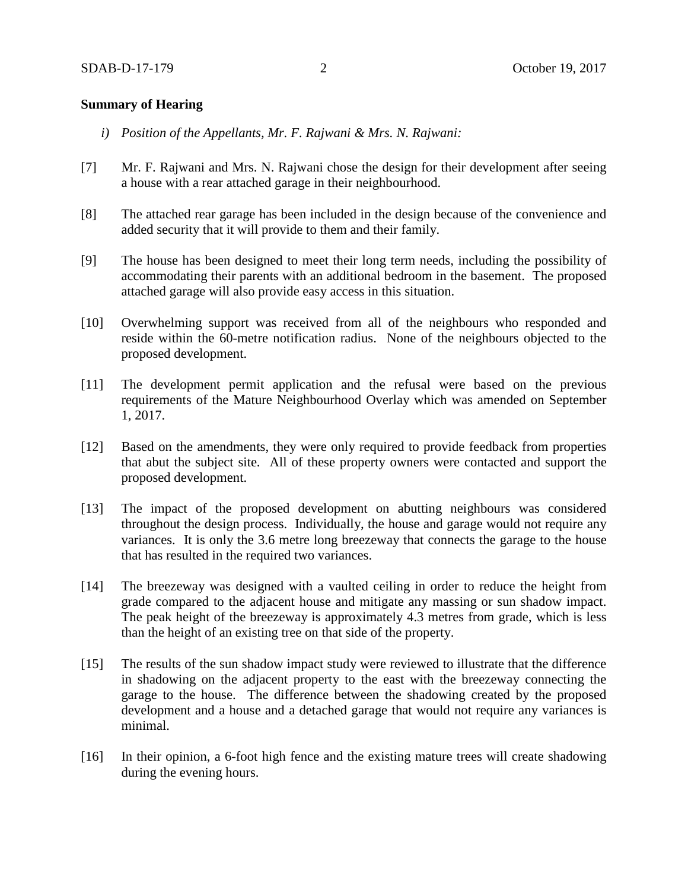**Summary of Hearing**

*i) Position of the Appellants, Mr. F. Rajwani & Mrs. N. Rajwani:*

[7] Mr. F. Rajwani and Mrs. N. Rajwani chose the design for their development after seeing a house with a rear attached garage in their neighbourhood.

[8] The attached rear garage has been included in the design because of the convenience and added security that it will provide to them and their family.

[9] The house has been designed to meet their long term needs, including the possibility of accommodating their parents with an additional bedroom in the basement. The proposed attached garage will also provide easy access in this situation.

[10] Overwhelming support was received from all of the neighbours who responded and reside within the 60-metre notification radius. None of the neighbours objected to the proposed development.

[11] The development permit application and the refusal were based on the previous requirements of the Mature Neighbourhood Overlay which was amended on September 1, 2017.

[12] Based on the amendments, they were only required to provide feedback from properties that abut the subject site. All of these property owners were contacted and support the proposed development.

[13] The impact of the proposed development on abutting neighbours was considered throughout the design process. Individually, the house and garage would not require any variances. It is only the 3.6 metre long breezeway that connects the garage to the house that has resulted in the required two variances.

[14] The breezeway was designed with a vaulted ceiling in order to reduce the height from grade compared to the adjacent house and mitigate any massing or sun shadow impact. The peak height of the breezeway is approximately 4.3 metres from grade, which is less than the height of an existing tree on that side of the property.

[15] The results of the sun shadow impact study were reviewed to illustrate that the difference in shadowing on the adjacent property to the east with the breezeway connecting the garage to the house. The difference between the shadowing created by the proposed development and a house and a detached garage that would not require any variances is minimal.

[16] In their opinion, a 6-foot high fence and the existing mature trees will create shadowing during the evening hours.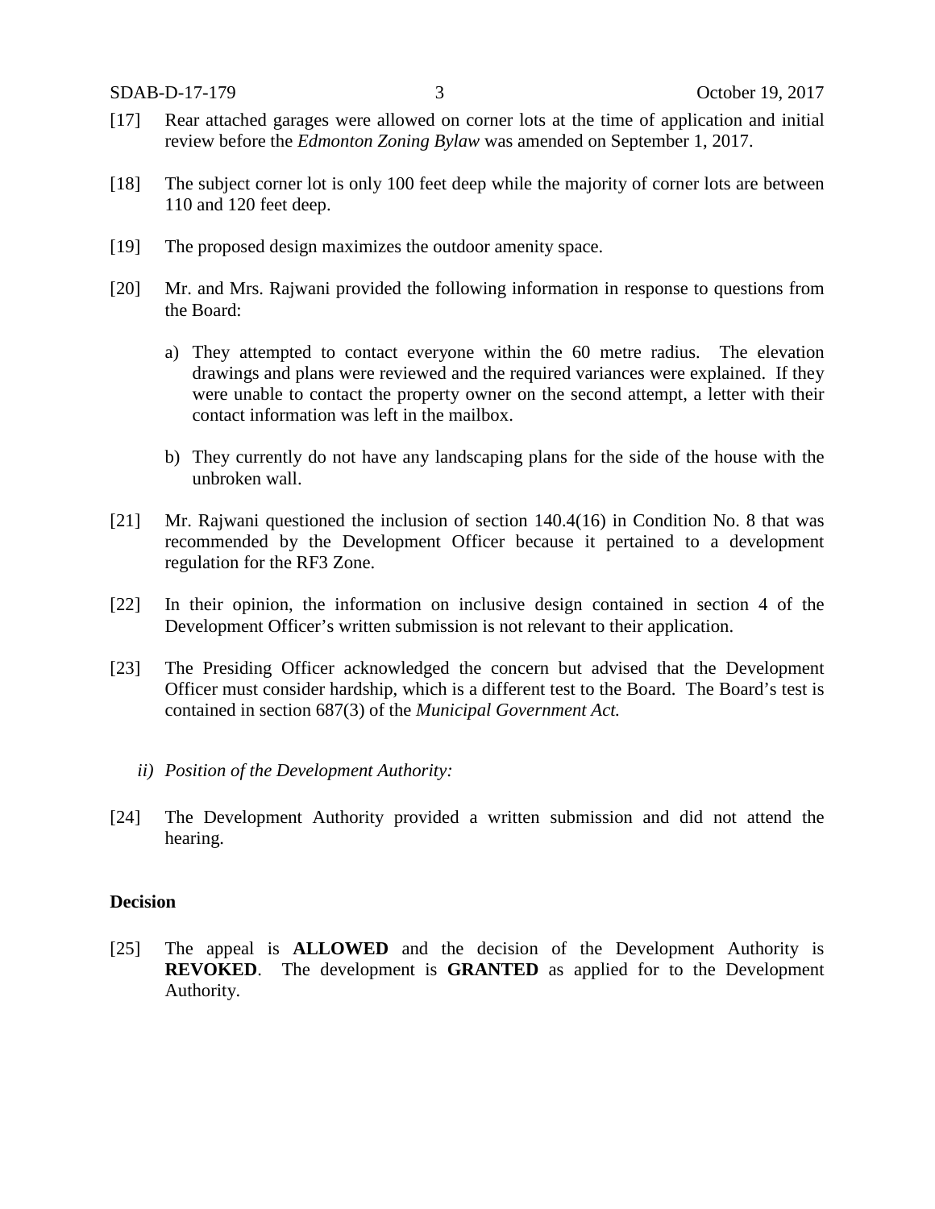[17] Rear attached garages were allowed on corner lots at the time of application and initial review before the *Edmonton Zoning Bylaw* was amended on September 1, 2017.

[18] The subject corner lot is only 100 feet deep while the majority of corner lots are between 110 and 120 feet deep.

[19] The proposed design maximizes the outdoor amenity space.

[20] Mr. and Mrs. Rajwani provided the following information in response to questions from the Board:

a) They attempted to contact everyone within the 60 metre radius. The elevation drawings and plans were reviewed and the required variances were explained. If they were unable to contact the property owner on the second attempt, a letter with their contact information was left in the mailbox.

b) They currently do not have any landscaping plans for the side of the house with the unbroken wall.

[21] Mr. Rajwani questioned the inclusion of section 140.4(16) in Condition No. 8 that was recommended by the Development Officer because it pertained to a development regulation for the RF3 Zone.

[22] In their opinion, the information on inclusive design contained in section 4 of the Development Officer's written submission is not relevant to their application.

[23] The Presiding Officer acknowledged the concern but advised that the Development Officer must consider hardship, which is a different test to the Board. The Board's test is contained in section 687(3) of the *Municipal Government Act.*

*ii) Position of the Development Authority:*

[24] The Development Authority provided a written submission and did not attend the hearing.

**Decision**

[25] The appeal is **ALLOWED** and the decision of the Development Authority is **REVOKED**. The development is **GRANTED** as applied for to the Development Authority.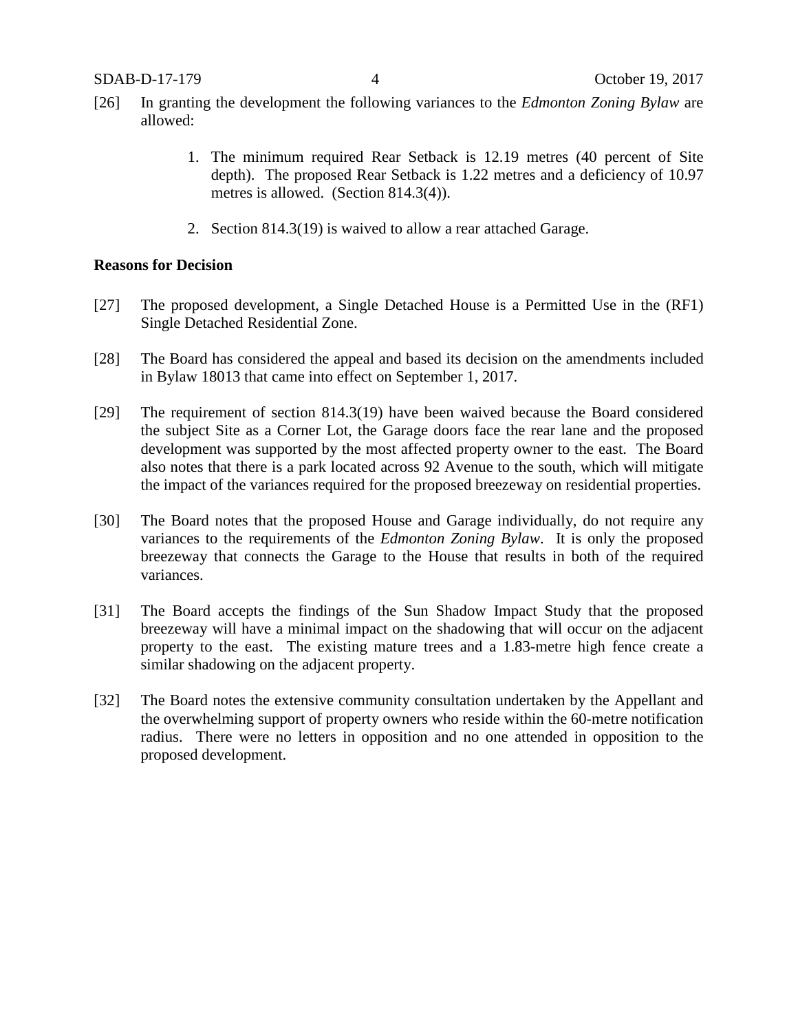[26] In granting the development the following variances to the *Edmonton Zoning Bylaw* are allowed:

1. The minimum required Rear Setback is 12.19 metres (40 percent of Site depth). The proposed Rear Setback is 1.22 metres and a deficiency of 10.97 metres is allowed. (Section 814.3(4)).

2. Section 814.3(19) is waived to allow a rear attached Garage.

**Reasons for Decision**

[27] The proposed development, a Single Detached House is a Permitted Use in the (RF1) Single Detached Residential Zone.

[28] The Board has considered the appeal and based its decision on the amendments included in Bylaw 18013 that came into effect on September 1, 2017.

[29] The requirement of section 814.3(19) have been waived because the Board considered the subject Site as a Corner Lot, the Garage doors face the rear lane and the proposed development was supported by the most affected property owner to the east. The Board also notes that there is a park located across 92 Avenue to the south, which will mitigate the impact of the variances required for the proposed breezeway on residential properties.

[30] The Board notes that the proposed House and Garage individually, do not require any variances to the requirements of the *Edmonton Zoning Bylaw*. It is only the proposed breezeway that connects the Garage to the House that results in both of the required variances.

[31] The Board accepts the findings of the Sun Shadow Impact Study that the proposed breezeway will have a minimal impact on the shadowing that will occur on the adjacent property to the east. The existing mature trees and a 1.83-metre high fence create a similar shadowing on the adjacent property.

[32] The Board notes the extensive community consultation undertaken by the Appellant and the overwhelming support of property owners who reside within the 60-metre notification radius. There were no letters in opposition and no one attended in opposition to the proposed development.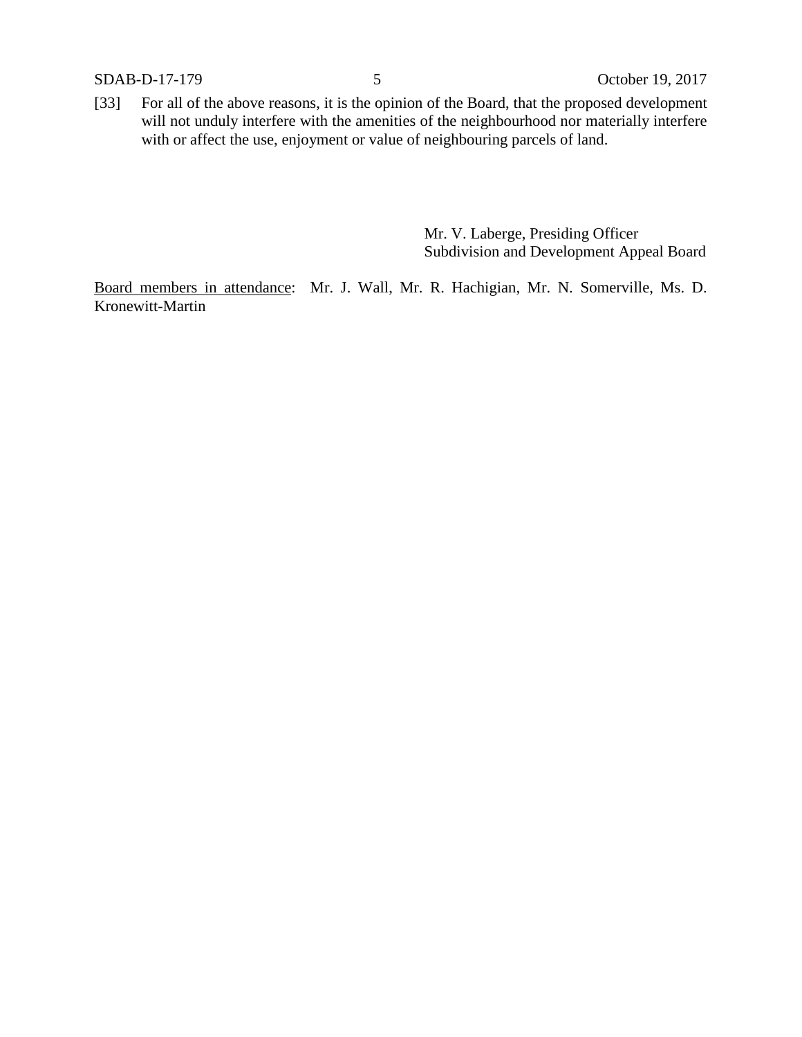[33] For all of the above reasons, it is the opinion of the Board, that the proposed development will not unduly interfere with the amenities of the neighbourhood nor materially interfere with or affect the use, enjoyment or value of neighbouring parcels of land.

Mr. V. Laberge, Presiding Officer
Subdivision and Development Appeal Board

Board members in attendance: Mr. J. Wall, Mr. R. Hachigian, Mr. N. Somerville, Ms. D. Kronewitt-Martin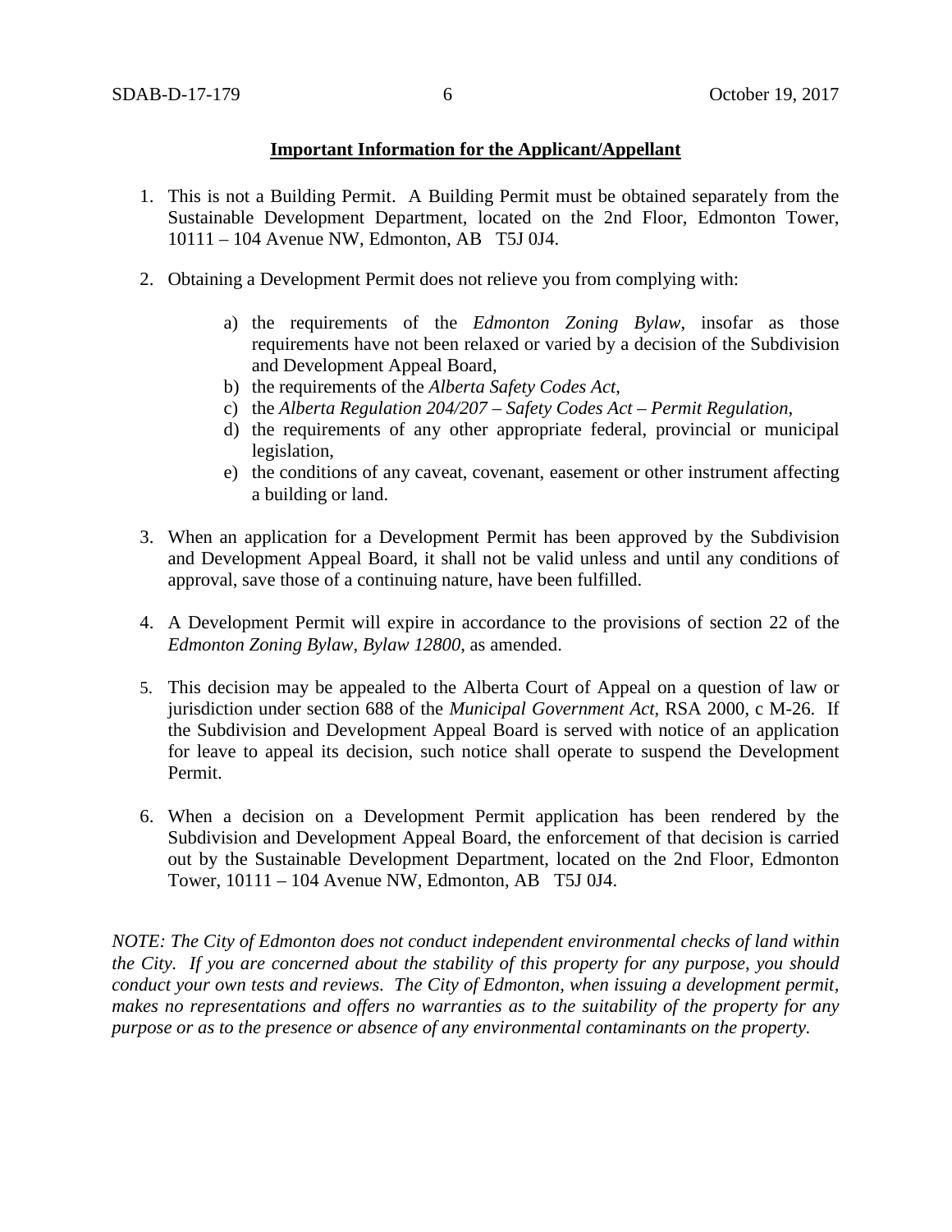**Important Information for the Applicant/Appellant**

1. This is not a Building Permit. A Building Permit must be obtained separately from the Sustainable Development Department, located on the 2nd Floor, Edmonton Tower, 10111 – 104 Avenue NW, Edmonton, AB T5J 0J4.

2. Obtaining a Development Permit does not relieve you from complying with:

    a) the requirements of the *Edmonton Zoning Bylaw*, insofar as those requirements have not been relaxed or varied by a decision of the Subdivision and Development Appeal Board,
    b) the requirements of the *Alberta Safety Codes Act*,
    c) the *Alberta Regulation 204/207 – Safety Codes Act – Permit Regulation*,
    d) the requirements of any other appropriate federal, provincial or municipal legislation,
    e) the conditions of any caveat, covenant, easement or other instrument affecting a building or land.

3. When an application for a Development Permit has been approved by the Subdivision and Development Appeal Board, it shall not be valid unless and until any conditions of approval, save those of a continuing nature, have been fulfilled.

4. A Development Permit will expire in accordance to the provisions of section 22 of the *Edmonton Zoning Bylaw, Bylaw 12800*, as amended.

5. This decision may be appealed to the Alberta Court of Appeal on a question of law or jurisdiction under section 688 of the *Municipal Government Act*, RSA 2000, c M-26. If the Subdivision and Development Appeal Board is served with notice of an application for leave to appeal its decision, such notice shall operate to suspend the Development Permit.

6. When a decision on a Development Permit application has been rendered by the Subdivision and Development Appeal Board, the enforcement of that decision is carried out by the Sustainable Development Department, located on the 2nd Floor, Edmonton Tower, 10111 – 104 Avenue NW, Edmonton, AB T5J 0J4.

*NOTE: The City of Edmonton does not conduct independent environmental checks of land within the City. If you are concerned about the stability of this property for any purpose, you should conduct your own tests and reviews. The City of Edmonton, when issuing a development permit, makes no representations and offers no warranties as to the suitability of the property for any purpose or as to the presence or absence of any environmental contaminants on the property.*